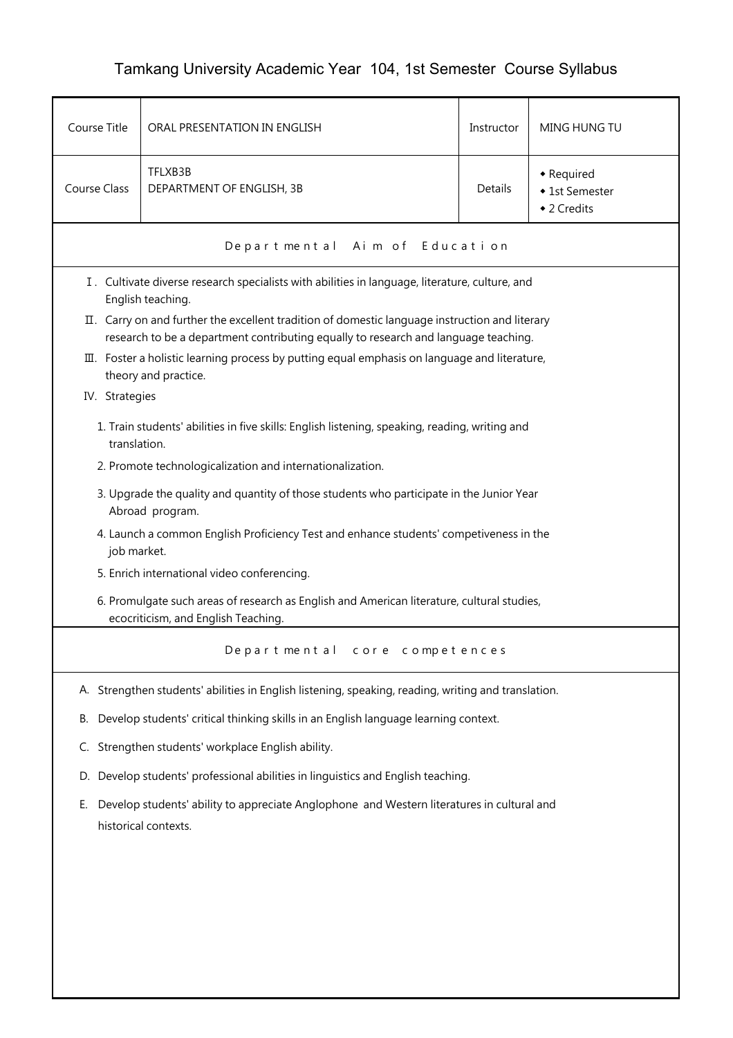# Tamkang University Academic Year 104, 1st Semester Course Syllabus

| Course Title | ORAL PRESENTATION IN ENGLISH | Instructor | MING HUNG TU |
|---|---|---|---|
| Course Class | TFLXB3B<br>DEPARTMENT OF ENGLISH, 3B | Details | ◆ Required<br>◆ 1st Semester<br>◆ 2 Credits |

## Departmental Aim of Education

Ⅰ. Cultivate diverse research specialists with abilities in language, literature, culture, and English teaching.

Ⅱ. Carry on and further the excellent tradition of domestic language instruction and literary research to be a department contributing equally to research and language teaching.

Ⅲ. Foster a holistic learning process by putting equal emphasis on language and literature, theory and practice.

IV. Strategies

1. Train students' abilities in five skills: English listening, speaking, reading, writing and translation.
2. Promote technologicalization and internationalization.
3. Upgrade the quality and quantity of those students who participate in the Junior Year Abroad program.
4. Launch a common English Proficiency Test and enhance students' competiveness in the job market.
5. Enrich international video conferencing.
6. Promulgate such areas of research as English and American literature, cultural studies, ecocriticism, and English Teaching.

## Departmental core competences

A. Strengthen students' abilities in English listening, speaking, reading, writing and translation.

B. Develop students' critical thinking skills in an English language learning context.

C. Strengthen students' workplace English ability.

D. Develop students' professional abilities in linguistics and English teaching.

E. Develop students' ability to appreciate Anglophone and Western literatures in cultural and historical contexts.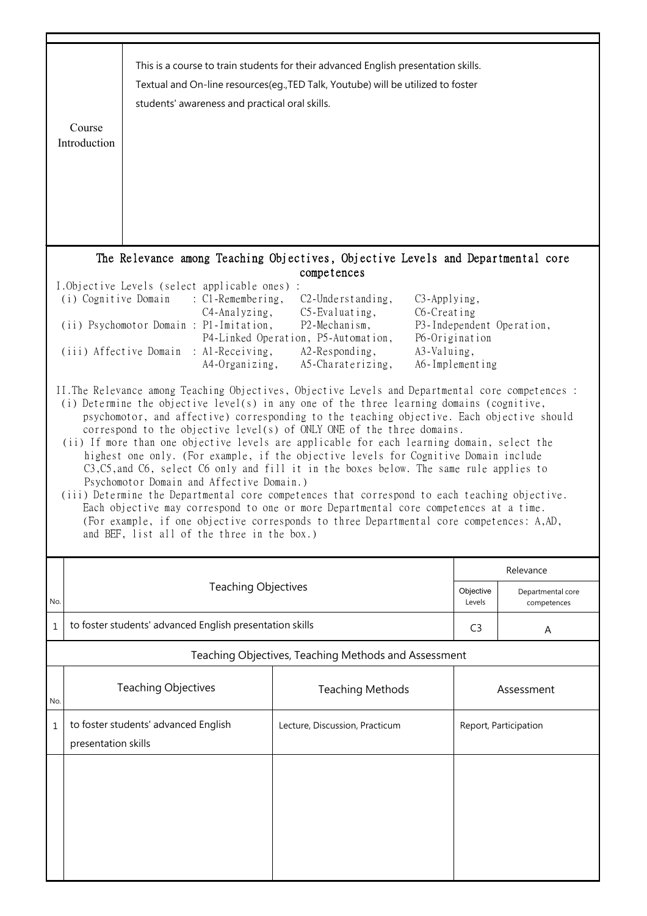| Course Introduction | This is a course to train students for their advanced English presentation skills. Textual and On-line resources(eg.,TED Talk, Youtube) will be utilized to foster students' awareness and practical oral skills. |
|---|---|

## The Relevance among Teaching Objectives, Objective Levels and Departmental core competences

I.Objective Levels (select applicable ones) :

(i) Cognitive Domain : C1-Remembering, C2-Understanding, C3-Applying, C4-Analyzing, C5-Evaluating, C6-Creating

(ii) Psychomotor Domain : P1-Imitation, P2-Mechanism, P3-Independent Operation, P4-Linked Operation, P5-Automation, P6-Origination

(iii) Affective Domain : A1-Receiving, A2-Responding, A3-Valuing, A4-Organizing, A5-Charaterizing, A6-Implementing

II.The Relevance among Teaching Objectives, Objective Levels and Departmental core competences :

(i) Determine the objective level(s) in any one of the three learning domains (cognitive, psychomotor, and affective) corresponding to the teaching objective. Each objective should correspond to the objective level(s) of ONLY ONE of the three domains.

(ii) If more than one objective levels are applicable for each learning domain, select the highest one only. (For example, if the objective levels for Cognitive Domain include C3,C5,and C6, select C6 only and fill it in the boxes below. The same rule applies to Psychomotor Domain and Affective Domain.)

(iii) Determine the Departmental core competences that correspond to each teaching objective. Each objective may correspond to one or more Departmental core competences at a time. (For example, if one objective corresponds to three Departmental core competences: A,AD, and BEF, list all of the three in the box.)

| No. | Teaching Objectives | Relevance | |
|---|---|---|---|
| | | Objective Levels | Departmental core competences |
| 1 | to foster students' advanced English presentation skills | C3 | A |

## Teaching Objectives, Teaching Methods and Assessment

| No. | Teaching Objectives | Teaching Methods | Assessment |
|---|---|---|---|
| 1 | to foster students' advanced English presentation skills | Lecture, Discussion, Practicum | Report, Participation |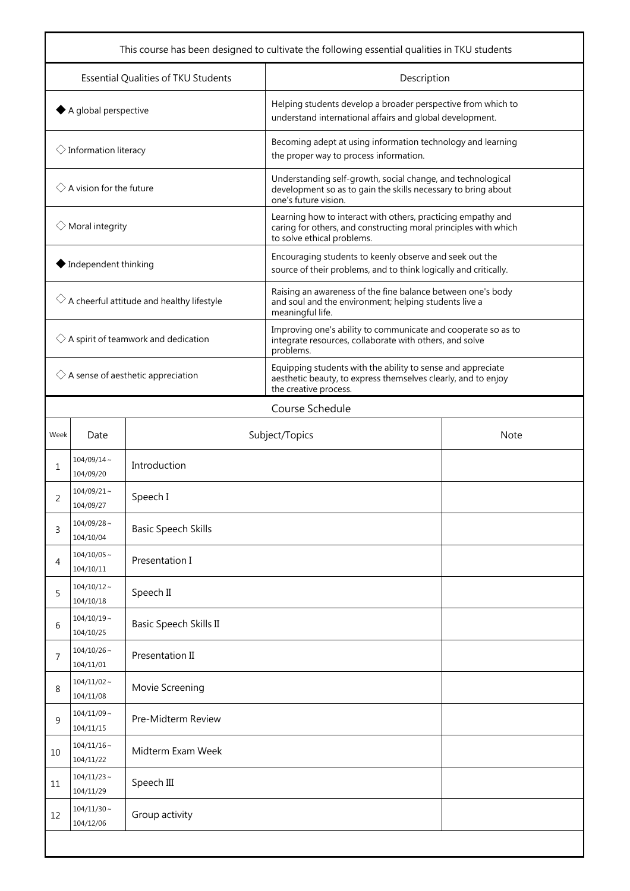| This course has been designed to cultivate the following essential qualities in TKU students | |
|---|---|
| Essential Qualities of TKU Students | Description |
| ◆ A global perspective | Helping students develop a broader perspective from which to understand international affairs and global development. |
| ◇ Information literacy | Becoming adept at using information technology and learning the proper way to process information. |
| ◇ A vision for the future | Understanding self-growth, social change, and technological development so as to gain the skills necessary to bring about one's future vision. |
| ◇ Moral integrity | Learning how to interact with others, practicing empathy and caring for others, and constructing moral principles with which to solve ethical problems. |
| ◆ Independent thinking | Encouraging students to keenly observe and seek out the source of their problems, and to think logically and critically. |
| ◇ A cheerful attitude and healthy lifestyle | Raising an awareness of the fine balance between one's body and soul and the environment; helping students live a meaningful life. |
| ◇ A spirit of teamwork and dedication | Improving one's ability to communicate and cooperate so as to integrate resources, collaborate with others, and solve problems. |
| ◇ A sense of aesthetic appreciation | Equipping students with the ability to sense and appreciate aesthetic beauty, to express themselves clearly, and to enjoy the creative process. |

## Course Schedule

| Week | Date | Subject/Topics | Note |
|---|---|---|---|
| 1 | 104/09/14 ~ 104/09/20 | Introduction | |
| 2 | 104/09/21 ~ 104/09/27 | Speech I | |
| 3 | 104/09/28 ~ 104/10/04 | Basic Speech Skills | |
| 4 | 104/10/05 ~ 104/10/11 | Presentation I | |
| 5 | 104/10/12 ~ 104/10/18 | Speech II | |
| 6 | 104/10/19 ~ 104/10/25 | Basic Speech Skills II | |
| 7 | 104/10/26 ~ 104/11/01 | Presentation II | |
| 8 | 104/11/02 ~ 104/11/08 | Movie Screening | |
| 9 | 104/11/09 ~ 104/11/15 | Pre-Midterm Review | |
| 10 | 104/11/16 ~ 104/11/22 | Midterm Exam Week | |
| 11 | 104/11/23 ~ 104/11/29 | Speech III | |
| 12 | 104/11/30 ~ 104/12/06 | Group activity | |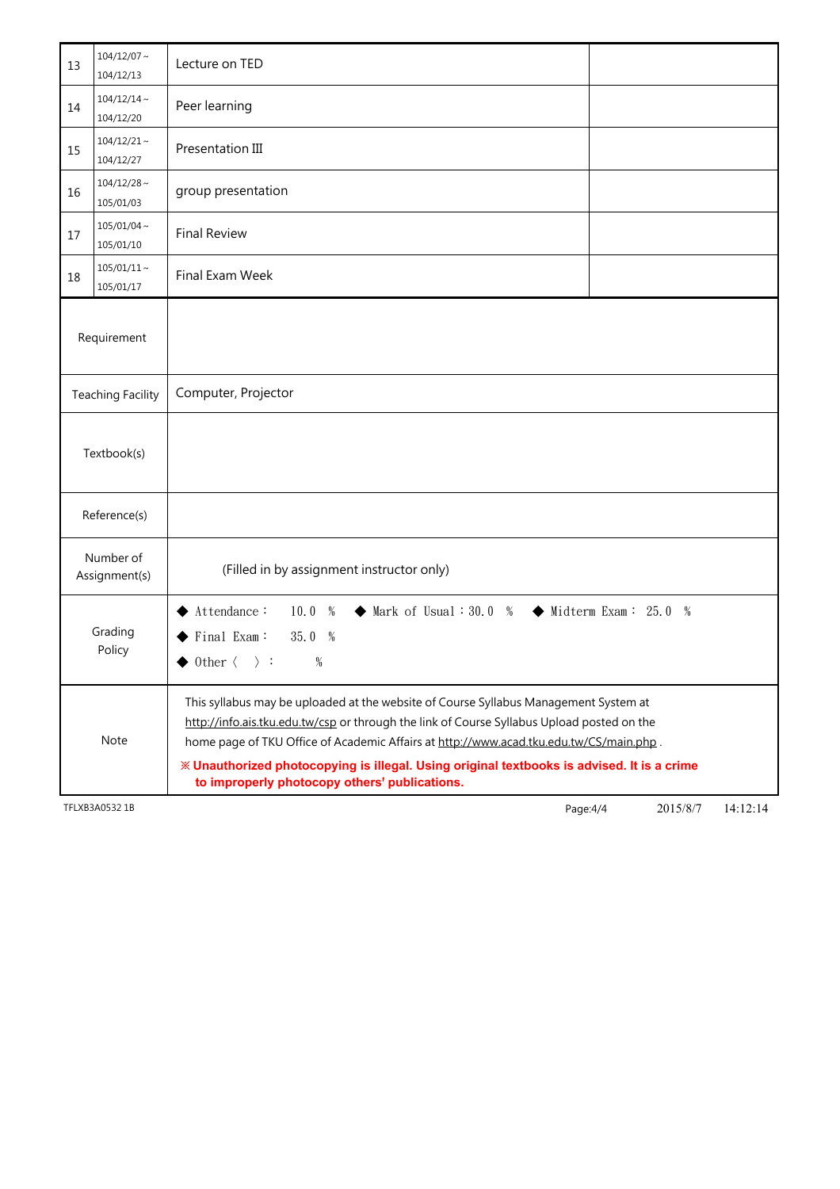| | | | |
|---|---|---|---|
| 13 | 104/12/07～ 104/12/13 | Lecture on TED | |
| 14 | 104/12/14～ 104/12/20 | Peer learning | |
| 15 | 104/12/21～ 104/12/27 | Presentation III | |
| 16 | 104/12/28～ 105/01/03 | group presentation | |
| 17 | 105/01/04～ 105/01/10 | Final Review | |
| 18 | 105/01/11～ 105/01/17 | Final Exam Week | |

| | |
|---|---|
| Requirement | |
| Teaching Facility | Computer, Projector |
| Textbook(s) | |
| Reference(s) | |
| Number of Assignment(s) | (Filled in by assignment instructor only) |
| Grading Policy | ◆ Attendance： 10.0 % ◆ Mark of Usual：30.0 % ◆ Midterm Exam： 25.0 %<br>◆ Final Exam： 35.0 %<br>◆ Other〈 〉： % |
| Note | This syllabus may be uploaded at the website of Course Syllabus Management System at http://info.ais.tku.edu.tw/csp or through the link of Course Syllabus Upload posted on the home page of TKU Office of Academic Affairs at http://www.acad.tku.edu.tw/CS/main.php .<br>**※ Unauthorized photocopying is illegal. Using original textbooks is advised. It is a crime to improperly photocopy others' publications.** |

TFLXB3A0532 1B 2015/8/7 14:12:14